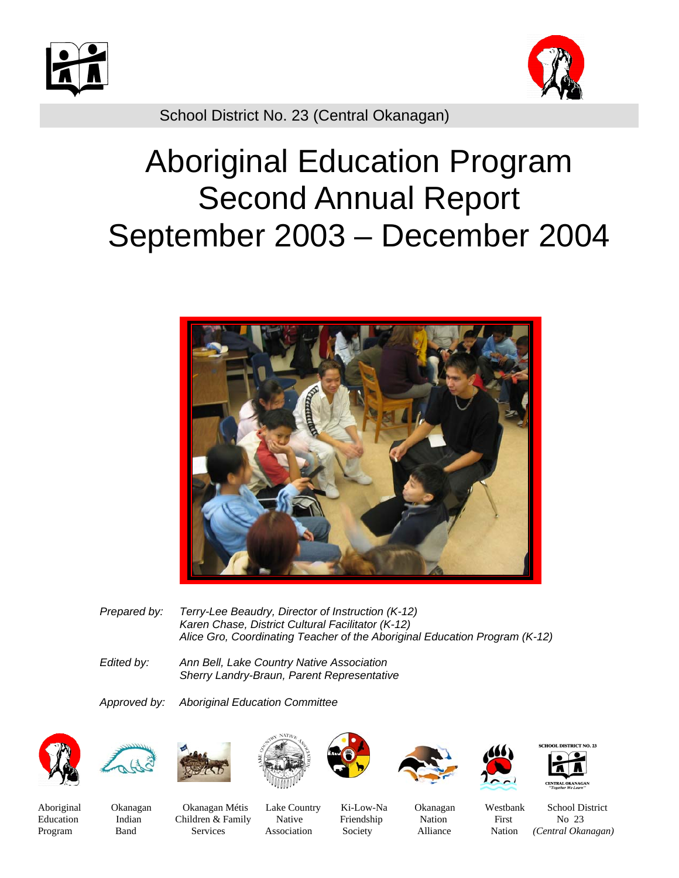School District No. 23 (Central Okanagan)

# Aboriginal Education Program
# Second Annual Report
# September 2003 – December 2004

*Prepared by:* *Terry-Lee Beaudry, Director of Instruction (K-12)*
*Karen Chase, District Cultural Facilitator (K-12)*
*Alice Gro, Coordinating Teacher of the Aboriginal Education Program (K-12)*

*Edited by:* *Ann Bell, Lake Country Native Association*
*Sherry Landry-Braun, Parent Representative*

*Approved by:* *Aboriginal Education Committee*

Aboriginal Education Program | Okanagan Indian Band | Okanagan Métis Children & Family Services | Lake Country Native Association | Ki-Low-Na Friendship Society | Okanagan Nation Alliance | Westbank First Nation | School District No 23 *(Central Okanagan)*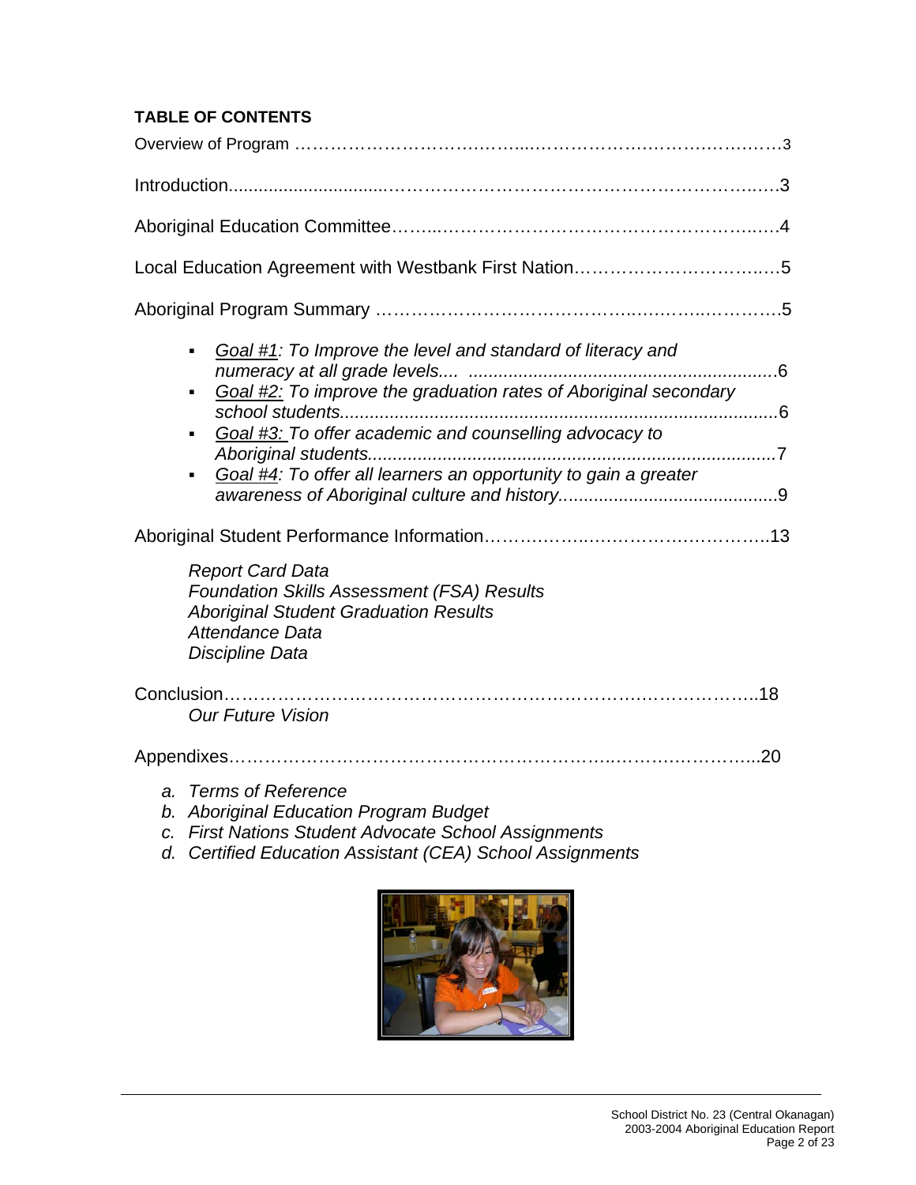**TABLE OF CONTENTS**

Overview of Program ....................................................................................3

Introduction....................................................................................................3

Aboriginal Education Committee....................................................................4

Local Education Agreement with Westbank First Nation.................................5

Aboriginal Program Summary .......................................................................5

- *Goal #1: To Improve the level and standard of literacy and numeracy at all grade levels.... ..............................................................6*
- *Goal #2: To improve the graduation rates of Aboriginal secondary school students..........................................................................................6*
- *Goal #3: To offer academic and counselling advocacy to Aboriginal students..................................................................................7*
- *Goal #4: To offer all learners an opportunity to gain a greater awareness of Aboriginal culture and history...........................................9*

Aboriginal Student Performance Information................................................13

*Report Card Data*
*Foundation Skills Assessment (FSA) Results*
*Aboriginal Student Graduation Results*
*Attendance Data*
*Discipline Data*

Conclusion......................................................................................................18

*Our Future Vision*

Appendixes.....................................................................................................20

a. *Terms of Reference*
b. *Aboriginal Education Program Budget*
c. *First Nations Student Advocate School Assignments*
d. *Certified Education Assistant (CEA) School Assignments*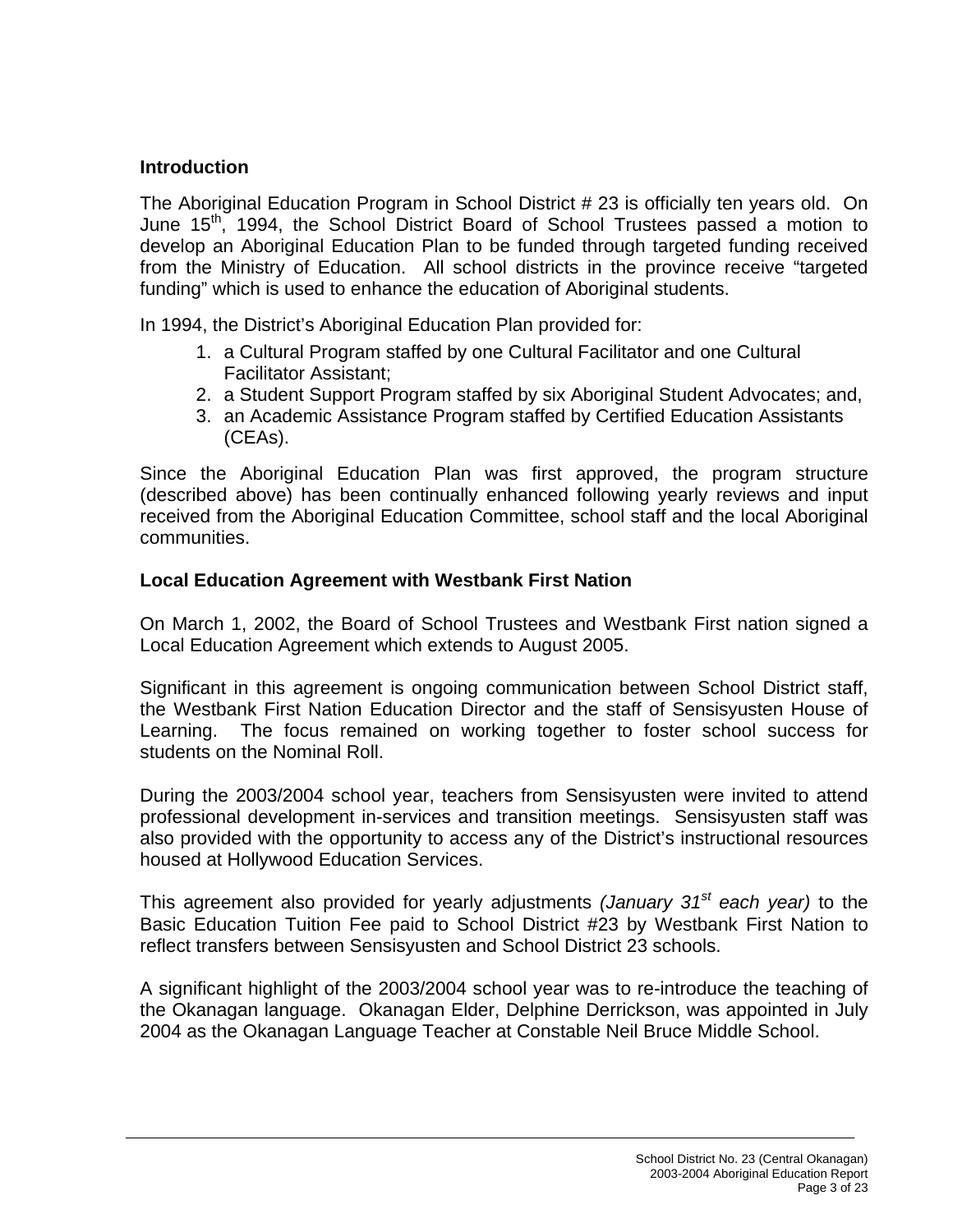## Introduction

The Aboriginal Education Program in School District # 23 is officially ten years old. On June 15th, 1994, the School District Board of School Trustees passed a motion to develop an Aboriginal Education Plan to be funded through targeted funding received from the Ministry of Education. All school districts in the province receive "targeted funding" which is used to enhance the education of Aboriginal students.

In 1994, the District's Aboriginal Education Plan provided for:

1. a Cultural Program staffed by one Cultural Facilitator and one Cultural Facilitator Assistant;
2. a Student Support Program staffed by six Aboriginal Student Advocates; and,
3. an Academic Assistance Program staffed by Certified Education Assistants (CEAs).

Since the Aboriginal Education Plan was first approved, the program structure (described above) has been continually enhanced following yearly reviews and input received from the Aboriginal Education Committee, school staff and the local Aboriginal communities.

## Local Education Agreement with Westbank First Nation

On March 1, 2002, the Board of School Trustees and Westbank First nation signed a Local Education Agreement which extends to August 2005.

Significant in this agreement is ongoing communication between School District staff, the Westbank First Nation Education Director and the staff of Sensisyusten House of Learning. The focus remained on working together to foster school success for students on the Nominal Roll.

During the 2003/2004 school year, teachers from Sensisyusten were invited to attend professional development in-services and transition meetings. Sensisyusten staff was also provided with the opportunity to access any of the District's instructional resources housed at Hollywood Education Services.

This agreement also provided for yearly adjustments *(January 31st each year)* to the Basic Education Tuition Fee paid to School District #23 by Westbank First Nation to reflect transfers between Sensisyusten and School District 23 schools.

A significant highlight of the 2003/2004 school year was to re-introduce the teaching of the Okanagan language. Okanagan Elder, Delphine Derrickson, was appointed in July 2004 as the Okanagan Language Teacher at Constable Neil Bruce Middle School.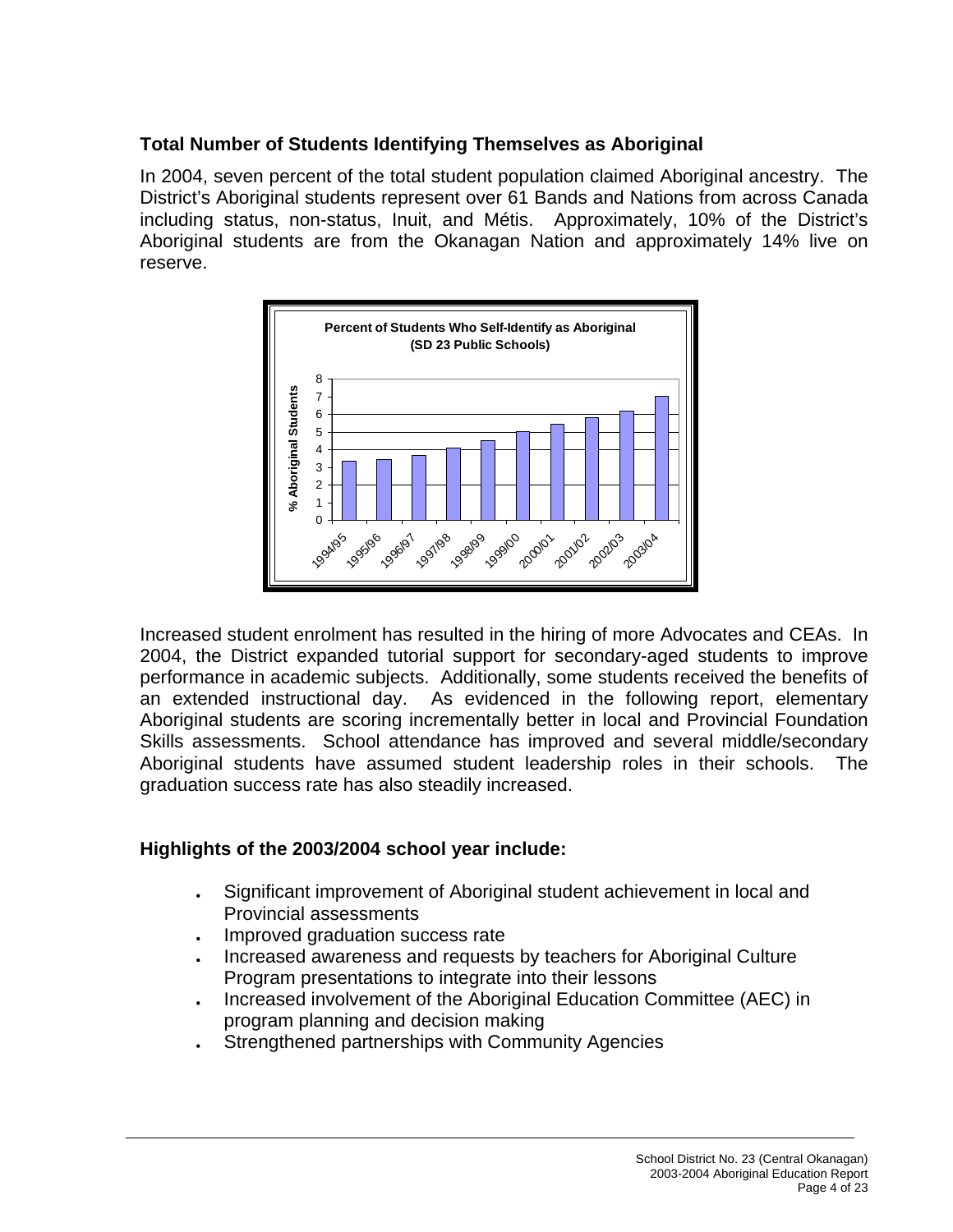## Total Number of Students Identifying Themselves as Aboriginal

In 2004, seven percent of the total student population claimed Aboriginal ancestry. The District's Aboriginal students represent over 61 Bands and Nations from across Canada including status, non-status, Inuit, and Métis. Approximately, 10% of the District's Aboriginal students are from the Okanagan Nation and approximately 14% live on reserve.

**Percent of Students Who Self-Identify as Aboriginal (SD 23 Public Schools)**

Increased student enrolment has resulted in the hiring of more Advocates and CEAs. In 2004, the District expanded tutorial support for secondary-aged students to improve performance in academic subjects. Additionally, some students received the benefits of an extended instructional day. As evidenced in the following report, elementary Aboriginal students are scoring incrementally better in local and Provincial Foundation Skills assessments. School attendance has improved and several middle/secondary Aboriginal students have assumed student leadership roles in their schools. The graduation success rate has also steadily increased.

## Highlights of the 2003/2004 school year include:

- Significant improvement of Aboriginal student achievement in local and Provincial assessments
- Improved graduation success rate
- Increased awareness and requests by teachers for Aboriginal Culture Program presentations to integrate into their lessons
- Increased involvement of the Aboriginal Education Committee (AEC) in program planning and decision making
- Strengthened partnerships with Community Agencies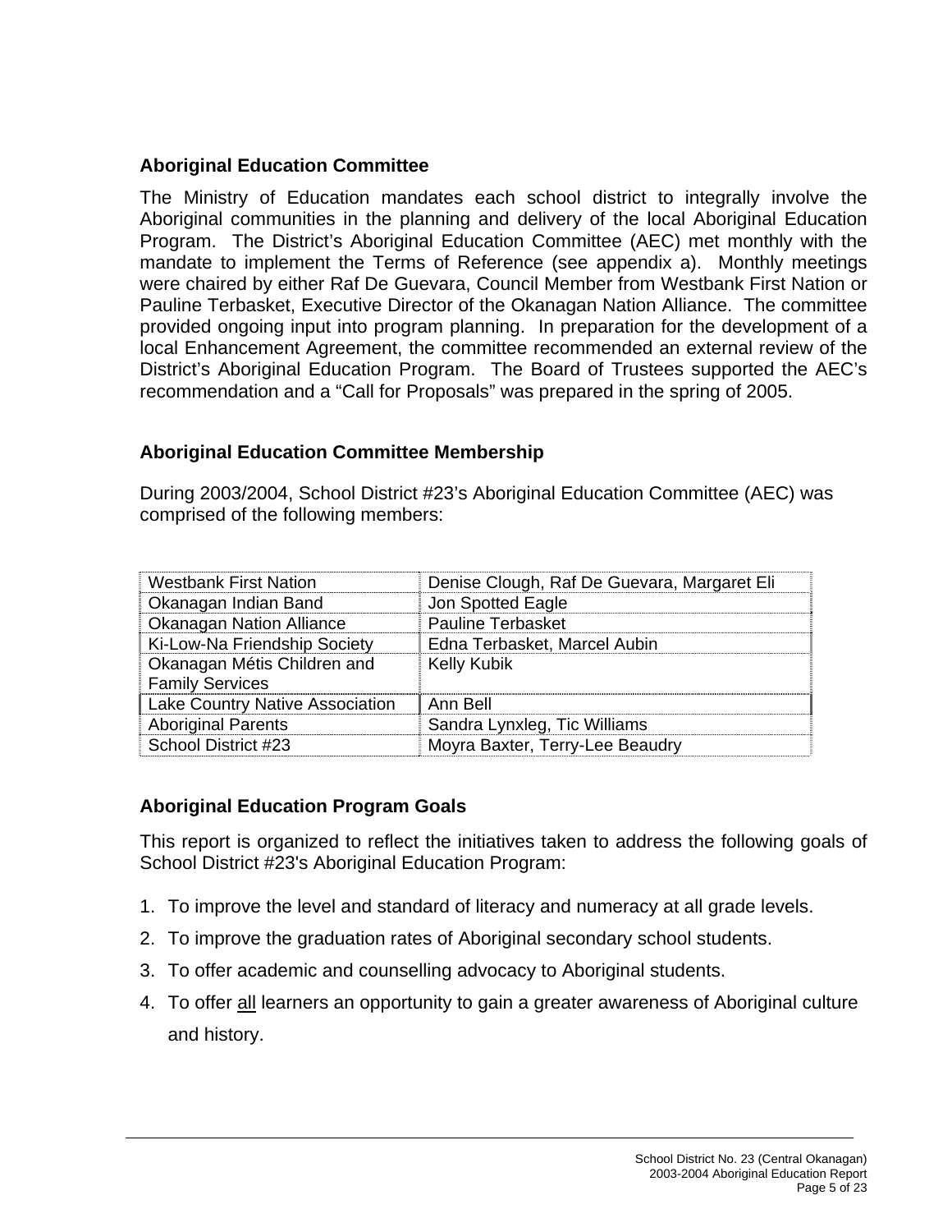## Aboriginal Education Committee

The Ministry of Education mandates each school district to integrally involve the Aboriginal communities in the planning and delivery of the local Aboriginal Education Program. The District's Aboriginal Education Committee (AEC) met monthly with the mandate to implement the Terms of Reference (see appendix a). Monthly meetings were chaired by either Raf De Guevara, Council Member from Westbank First Nation or Pauline Terbasket, Executive Director of the Okanagan Nation Alliance. The committee provided ongoing input into program planning. In preparation for the development of a local Enhancement Agreement, the committee recommended an external review of the District's Aboriginal Education Program. The Board of Trustees supported the AEC's recommendation and a "Call for Proposals" was prepared in the spring of 2005.

## Aboriginal Education Committee Membership

During 2003/2004, School District #23's Aboriginal Education Committee (AEC) was comprised of the following members:

| | |
|---|---|
| Westbank First Nation | Denise Clough, Raf De Guevara, Margaret Eli |
| Okanagan Indian Band | Jon Spotted Eagle |
| Okanagan Nation Alliance | Pauline Terbasket |
| Ki-Low-Na Friendship Society | Edna Terbasket, Marcel Aubin |
| Okanagan Métis Children and Family Services | Kelly Kubik |
| Lake Country Native Association | Ann Bell |
| Aboriginal Parents | Sandra Lynxleg, Tic Williams |
| School District #23 | Moyra Baxter, Terry-Lee Beaudry |

## Aboriginal Education Program Goals

This report is organized to reflect the initiatives taken to address the following goals of School District #23's Aboriginal Education Program:

1. To improve the level and standard of literacy and numeracy at all grade levels.
2. To improve the graduation rates of Aboriginal secondary school students.
3. To offer academic and counselling advocacy to Aboriginal students.
4. To offer <u>all</u> learners an opportunity to gain a greater awareness of Aboriginal culture and history.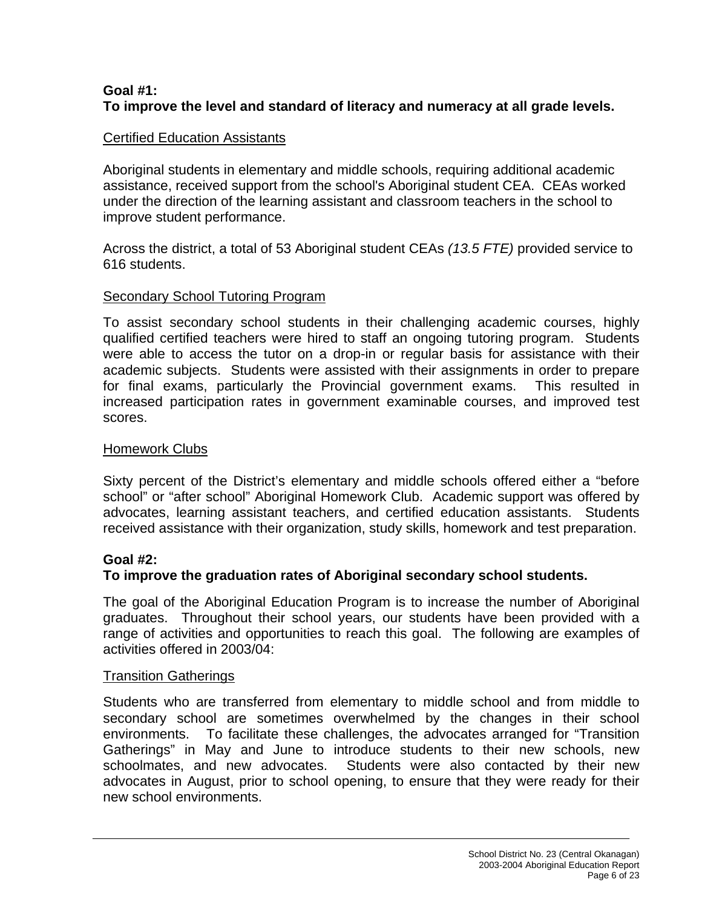**Goal #1:**
**To improve the level and standard of literacy and numeracy at all grade levels.**

Certified Education Assistants

Aboriginal students in elementary and middle schools, requiring additional academic assistance, received support from the school's Aboriginal student CEA. CEAs worked under the direction of the learning assistant and classroom teachers in the school to improve student performance.

Across the district, a total of 53 Aboriginal student CEAs *(13.5 FTE)* provided service to 616 students.

Secondary School Tutoring Program

To assist secondary school students in their challenging academic courses, highly qualified certified teachers were hired to staff an ongoing tutoring program. Students were able to access the tutor on a drop-in or regular basis for assistance with their academic subjects. Students were assisted with their assignments in order to prepare for final exams, particularly the Provincial government exams. This resulted in increased participation rates in government examinable courses, and improved test scores.

Homework Clubs

Sixty percent of the District's elementary and middle schools offered either a "before school" or "after school" Aboriginal Homework Club. Academic support was offered by advocates, learning assistant teachers, and certified education assistants. Students received assistance with their organization, study skills, homework and test preparation.

**Goal #2:**
**To improve the graduation rates of Aboriginal secondary school students.**

The goal of the Aboriginal Education Program is to increase the number of Aboriginal graduates. Throughout their school years, our students have been provided with a range of activities and opportunities to reach this goal. The following are examples of activities offered in 2003/04:

Transition Gatherings

Students who are transferred from elementary to middle school and from middle to secondary school are sometimes overwhelmed by the changes in their school environments. To facilitate these challenges, the advocates arranged for "Transition Gatherings" in May and June to introduce students to their new schools, new schoolmates, and new advocates. Students were also contacted by their new advocates in August, prior to school opening, to ensure that they were ready for their new school environments.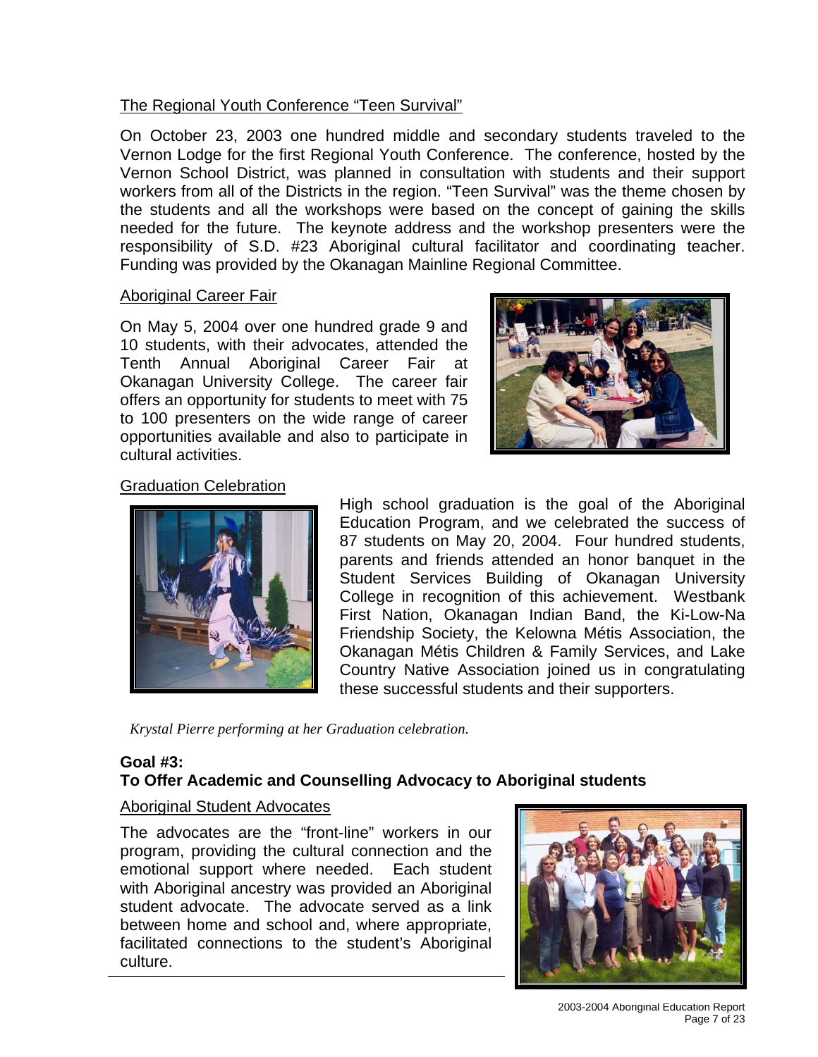The Regional Youth Conference "Teen Survival"

On October 23, 2003 one hundred middle and secondary students traveled to the Vernon Lodge for the first Regional Youth Conference. The conference, hosted by the Vernon School District, was planned in consultation with students and their support workers from all of the Districts in the region. "Teen Survival" was the theme chosen by the students and all the workshops were based on the concept of gaining the skills needed for the future. The keynote address and the workshop presenters were the responsibility of S.D. #23 Aboriginal cultural facilitator and coordinating teacher. Funding was provided by the Okanagan Mainline Regional Committee.

Aboriginal Career Fair

On May 5, 2004 over one hundred grade 9 and 10 students, with their advocates, attended the Tenth Annual Aboriginal Career Fair at Okanagan University College. The career fair offers an opportunity for students to meet with 75 to 100 presenters on the wide range of career opportunities available and also to participate in cultural activities.

Graduation Celebration

High school graduation is the goal of the Aboriginal Education Program, and we celebrated the success of 87 students on May 20, 2004. Four hundred students, parents and friends attended an honor banquet in the Student Services Building of Okanagan University College in recognition of this achievement. Westbank First Nation, Okanagan Indian Band, the Ki-Low-Na Friendship Society, the Kelowna Métis Association, the Okanagan Métis Children & Family Services, and Lake Country Native Association joined us in congratulating these successful students and their supporters.

*Krystal Pierre performing at her Graduation celebration.*

**Goal #3:**
**To Offer Academic and Counselling Advocacy to Aboriginal students**

Aboriginal Student Advocates

The advocates are the "front-line" workers in our program, providing the cultural connection and the emotional support where needed. Each student with Aboriginal ancestry was provided an Aboriginal student advocate. The advocate served as a link between home and school and, where appropriate, facilitated connections to the student's Aboriginal culture.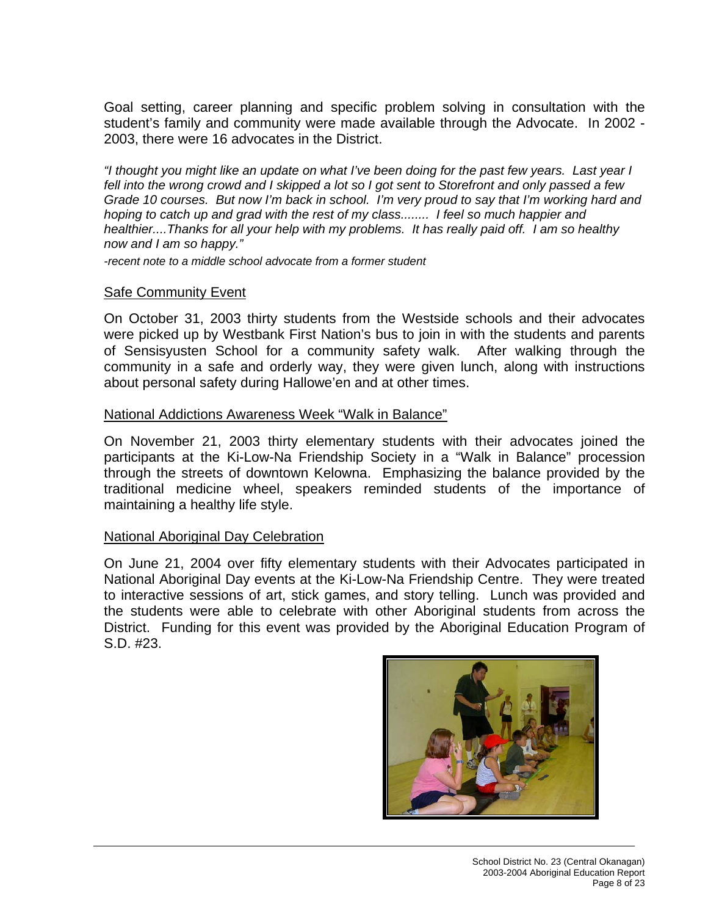Goal setting, career planning and specific problem solving in consultation with the student's family and community were made available through the Advocate. In 2002 - 2003, there were 16 advocates in the District.

*"I thought you might like an update on what I've been doing for the past few years. Last year I fell into the wrong crowd and I skipped a lot so I got sent to Storefront and only passed a few Grade 10 courses. But now I'm back in school. I'm very proud to say that I'm working hard and hoping to catch up and grad with the rest of my class........ I feel so much happier and healthier....Thanks for all your help with my problems. It has really paid off. I am so healthy now and I am so happy."*

*-recent note to a middle school advocate from a former student*

## Safe Community Event

On October 31, 2003 thirty students from the Westside schools and their advocates were picked up by Westbank First Nation's bus to join in with the students and parents of Sensisyusten School for a community safety walk. After walking through the community in a safe and orderly way, they were given lunch, along with instructions about personal safety during Hallowe'en and at other times.

## National Addictions Awareness Week "Walk in Balance"

On November 21, 2003 thirty elementary students with their advocates joined the participants at the Ki-Low-Na Friendship Society in a "Walk in Balance" procession through the streets of downtown Kelowna. Emphasizing the balance provided by the traditional medicine wheel, speakers reminded students of the importance of maintaining a healthy life style.

## National Aboriginal Day Celebration

On June 21, 2004 over fifty elementary students with their Advocates participated in National Aboriginal Day events at the Ki-Low-Na Friendship Centre. They were treated to interactive sessions of art, stick games, and story telling. Lunch was provided and the students were able to celebrate with other Aboriginal students from across the District. Funding for this event was provided by the Aboriginal Education Program of S.D. #23.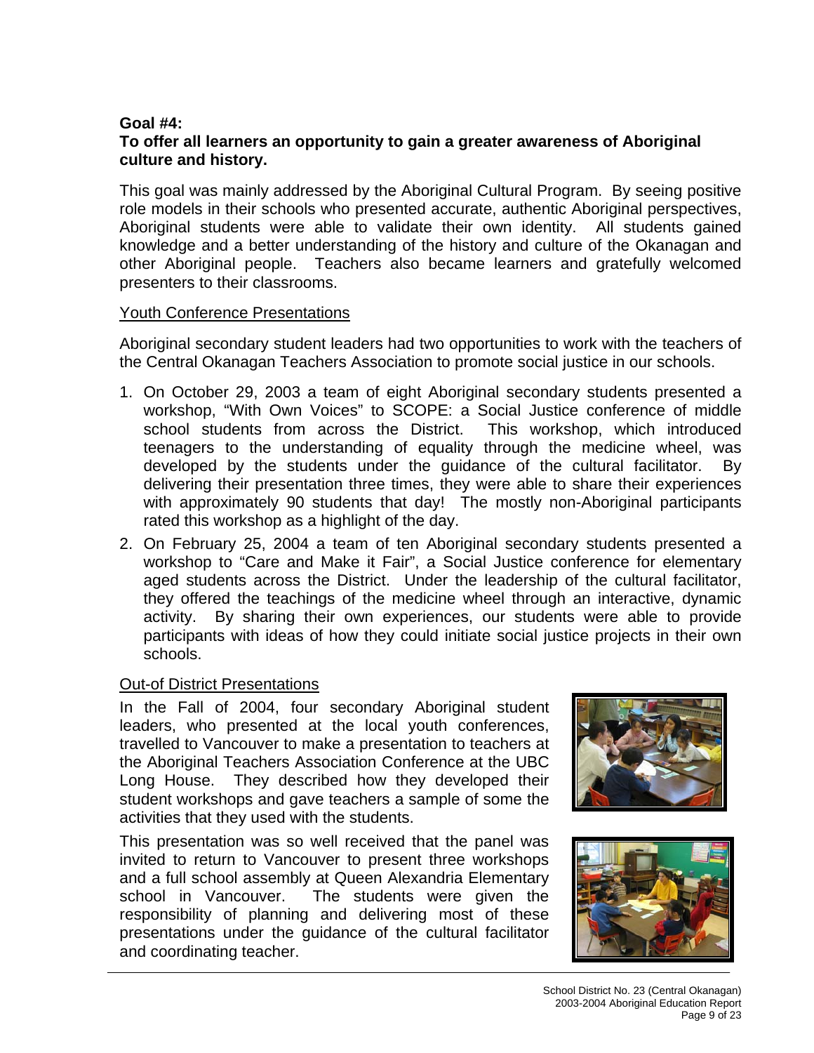**Goal #4:**
**To offer all learners an opportunity to gain a greater awareness of Aboriginal culture and history.**

This goal was mainly addressed by the Aboriginal Cultural Program. By seeing positive role models in their schools who presented accurate, authentic Aboriginal perspectives, Aboriginal students were able to validate their own identity. All students gained knowledge and a better understanding of the history and culture of the Okanagan and other Aboriginal people. Teachers also became learners and gratefully welcomed presenters to their classrooms.

Youth Conference Presentations

Aboriginal secondary student leaders had two opportunities to work with the teachers of the Central Okanagan Teachers Association to promote social justice in our schools.

1. On October 29, 2003 a team of eight Aboriginal secondary students presented a workshop, "With Own Voices" to SCOPE: a Social Justice conference of middle school students from across the District. This workshop, which introduced teenagers to the understanding of equality through the medicine wheel, was developed by the students under the guidance of the cultural facilitator. By delivering their presentation three times, they were able to share their experiences with approximately 90 students that day! The mostly non-Aboriginal participants rated this workshop as a highlight of the day.
2. On February 25, 2004 a team of ten Aboriginal secondary students presented a workshop to "Care and Make it Fair", a Social Justice conference for elementary aged students across the District. Under the leadership of the cultural facilitator, they offered the teachings of the medicine wheel through an interactive, dynamic activity. By sharing their own experiences, our students were able to provide participants with ideas of how they could initiate social justice projects in their own schools.

Out-of District Presentations

In the Fall of 2004, four secondary Aboriginal student leaders, who presented at the local youth conferences, travelled to Vancouver to make a presentation to teachers at the Aboriginal Teachers Association Conference at the UBC Long House. They described how they developed their student workshops and gave teachers a sample of some the activities that they used with the students.

This presentation was so well received that the panel was invited to return to Vancouver to present three workshops and a full school assembly at Queen Alexandria Elementary school in Vancouver. The students were given the responsibility of planning and delivering most of these presentations under the guidance of the cultural facilitator and coordinating teacher.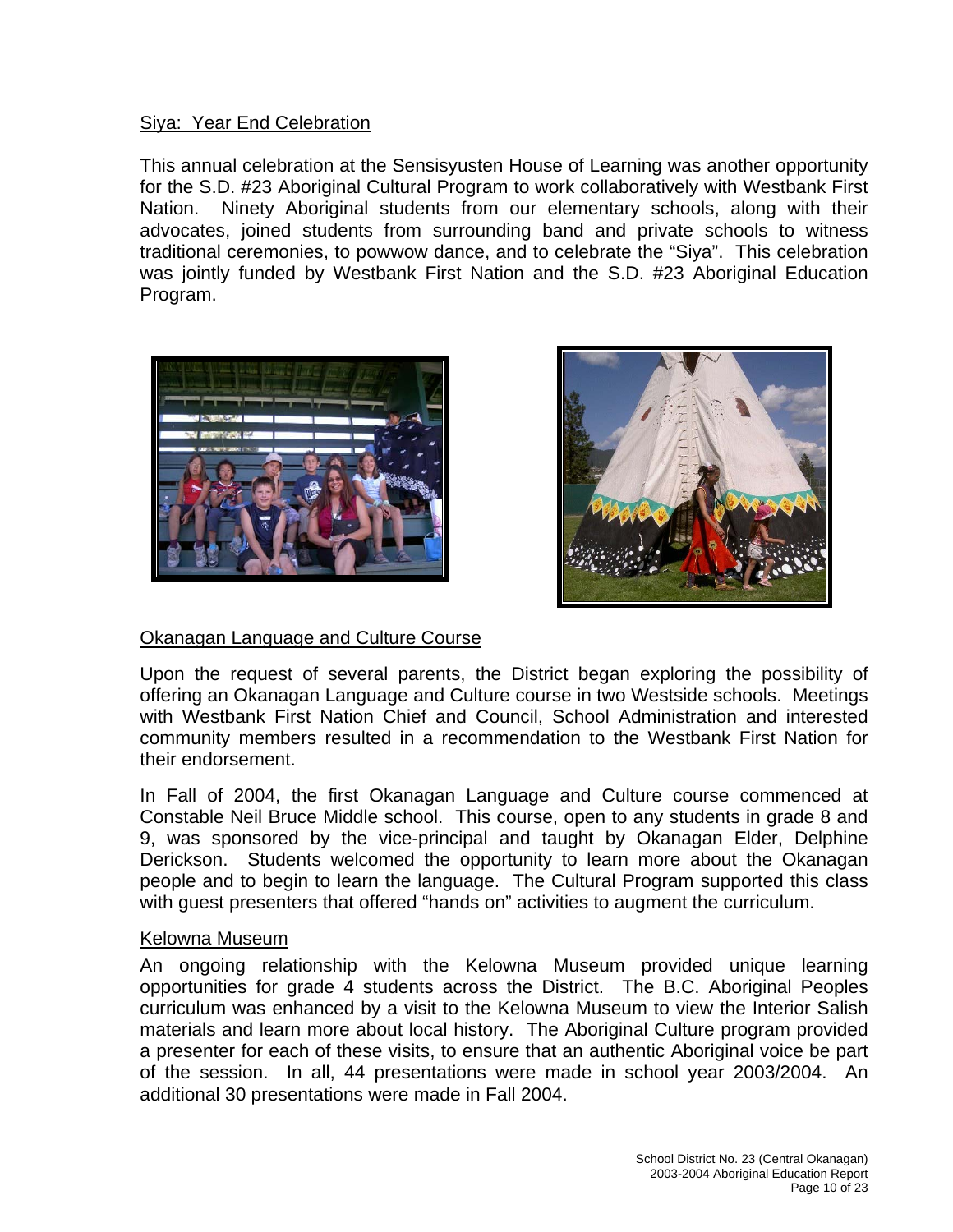## Siya: Year End Celebration

This annual celebration at the Sensisyusten House of Learning was another opportunity for the S.D. #23 Aboriginal Cultural Program to work collaboratively with Westbank First Nation. Ninety Aboriginal students from our elementary schools, along with their advocates, joined students from surrounding band and private schools to witness traditional ceremonies, to powwow dance, and to celebrate the "Siya". This celebration was jointly funded by Westbank First Nation and the S.D. #23 Aboriginal Education Program.

## Okanagan Language and Culture Course

Upon the request of several parents, the District began exploring the possibility of offering an Okanagan Language and Culture course in two Westside schools. Meetings with Westbank First Nation Chief and Council, School Administration and interested community members resulted in a recommendation to the Westbank First Nation for their endorsement.

In Fall of 2004, the first Okanagan Language and Culture course commenced at Constable Neil Bruce Middle school. This course, open to any students in grade 8 and 9, was sponsored by the vice-principal and taught by Okanagan Elder, Delphine Derickson. Students welcomed the opportunity to learn more about the Okanagan people and to begin to learn the language. The Cultural Program supported this class with guest presenters that offered "hands on" activities to augment the curriculum.

## Kelowna Museum

An ongoing relationship with the Kelowna Museum provided unique learning opportunities for grade 4 students across the District. The B.C. Aboriginal Peoples curriculum was enhanced by a visit to the Kelowna Museum to view the Interior Salish materials and learn more about local history. The Aboriginal Culture program provided a presenter for each of these visits, to ensure that an authentic Aboriginal voice be part of the session. In all, 44 presentations were made in school year 2003/2004. An additional 30 presentations were made in Fall 2004.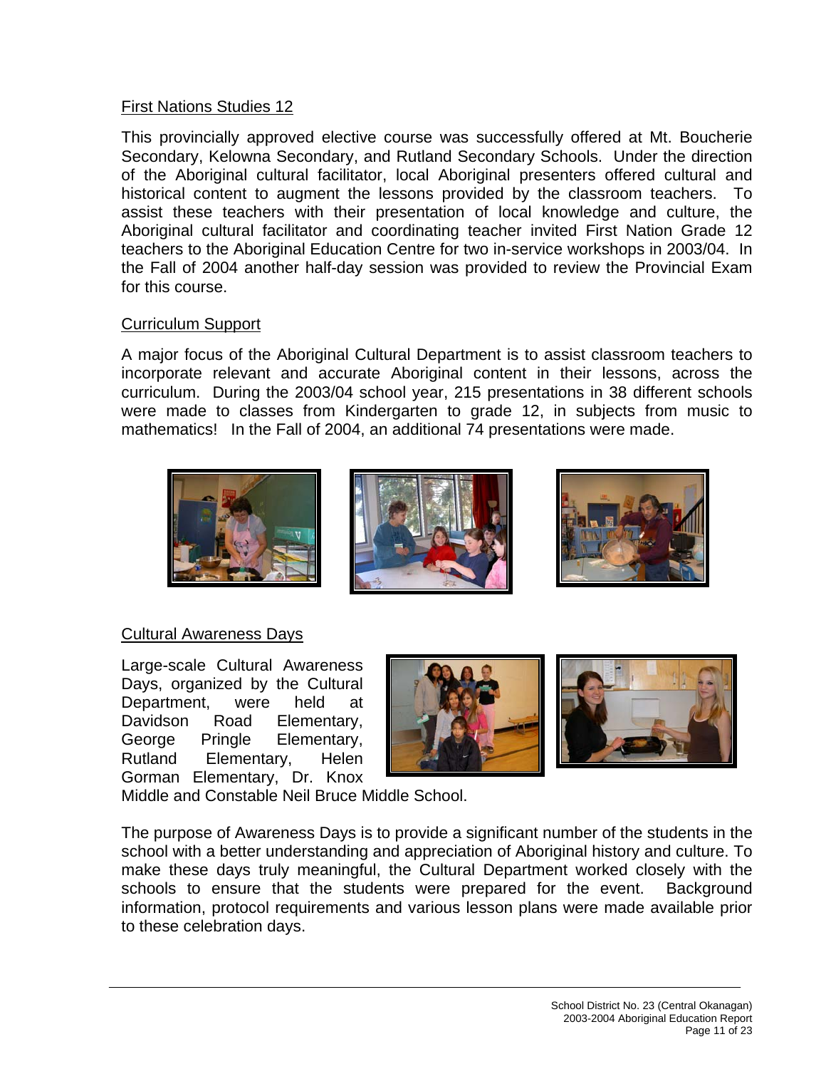## First Nations Studies 12

This provincially approved elective course was successfully offered at Mt. Boucherie Secondary, Kelowna Secondary, and Rutland Secondary Schools. Under the direction of the Aboriginal cultural facilitator, local Aboriginal presenters offered cultural and historical content to augment the lessons provided by the classroom teachers. To assist these teachers with their presentation of local knowledge and culture, the Aboriginal cultural facilitator and coordinating teacher invited First Nation Grade 12 teachers to the Aboriginal Education Centre for two in-service workshops in 2003/04. In the Fall of 2004 another half-day session was provided to review the Provincial Exam for this course.

## Curriculum Support

A major focus of the Aboriginal Cultural Department is to assist classroom teachers to incorporate relevant and accurate Aboriginal content in their lessons, across the curriculum. During the 2003/04 school year, 215 presentations in 38 different schools were made to classes from Kindergarten to grade 12, in subjects from music to mathematics! In the Fall of 2004, an additional 74 presentations were made.

## Cultural Awareness Days

Large-scale Cultural Awareness Days, organized by the Cultural Department, were held at Davidson Road Elementary, George Pringle Elementary, Rutland Elementary, Helen Gorman Elementary, Dr. Knox Middle and Constable Neil Bruce Middle School.

The purpose of Awareness Days is to provide a significant number of the students in the school with a better understanding and appreciation of Aboriginal history and culture. To make these days truly meaningful, the Cultural Department worked closely with the schools to ensure that the students were prepared for the event. Background information, protocol requirements and various lesson plans were made available prior to these celebration days.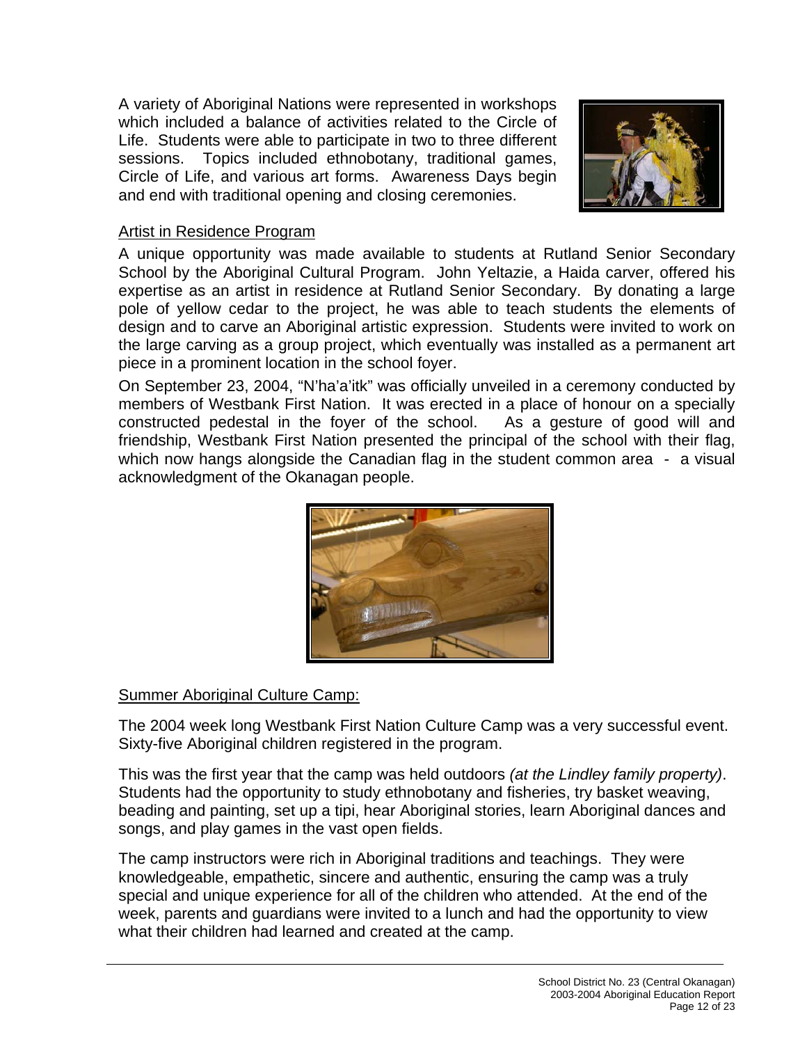A variety of Aboriginal Nations were represented in workshops which included a balance of activities related to the Circle of Life. Students were able to participate in two to three different sessions. Topics included ethnobotany, traditional games, Circle of Life, and various art forms. Awareness Days begin and end with traditional opening and closing ceremonies.

Artist in Residence Program

A unique opportunity was made available to students at Rutland Senior Secondary School by the Aboriginal Cultural Program. John Yeltazie, a Haida carver, offered his expertise as an artist in residence at Rutland Senior Secondary. By donating a large pole of yellow cedar to the project, he was able to teach students the elements of design and to carve an Aboriginal artistic expression. Students were invited to work on the large carving as a group project, which eventually was installed as a permanent art piece in a prominent location in the school foyer.

On September 23, 2004, "N'ha'a'itk" was officially unveiled in a ceremony conducted by members of Westbank First Nation. It was erected in a place of honour on a specially constructed pedestal in the foyer of the school. As a gesture of good will and friendship, Westbank First Nation presented the principal of the school with their flag, which now hangs alongside the Canadian flag in the student common area - a visual acknowledgment of the Okanagan people.

Summer Aboriginal Culture Camp:

The 2004 week long Westbank First Nation Culture Camp was a very successful event. Sixty-five Aboriginal children registered in the program.

This was the first year that the camp was held outdoors *(at the Lindley family property)*. Students had the opportunity to study ethnobotany and fisheries, try basket weaving, beading and painting, set up a tipi, hear Aboriginal stories, learn Aboriginal dances and songs, and play games in the vast open fields.

The camp instructors were rich in Aboriginal traditions and teachings. They were knowledgeable, empathetic, sincere and authentic, ensuring the camp was a truly special and unique experience for all of the children who attended. At the end of the week, parents and guardians were invited to a lunch and had the opportunity to view what their children had learned and created at the camp.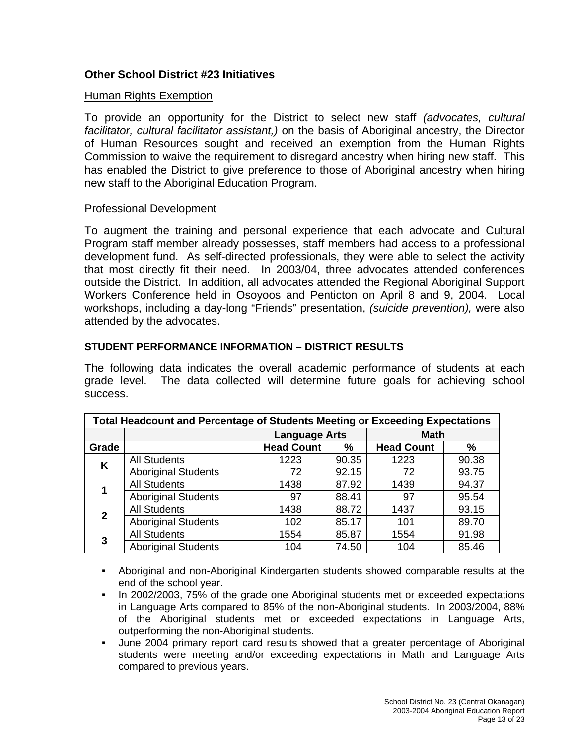## Other School District #23 Initiatives

Human Rights Exemption

To provide an opportunity for the District to select new staff *(advocates, cultural facilitator, cultural facilitator assistant,)* on the basis of Aboriginal ancestry, the Director of Human Resources sought and received an exemption from the Human Rights Commission to waive the requirement to disregard ancestry when hiring new staff. This has enabled the District to give preference to those of Aboriginal ancestry when hiring new staff to the Aboriginal Education Program.

Professional Development

To augment the training and personal experience that each advocate and Cultural Program staff member already possesses, staff members had access to a professional development fund. As self-directed professionals, they were able to select the activity that most directly fit their need. In 2003/04, three advocates attended conferences outside the District. In addition, all advocates attended the Regional Aboriginal Support Workers Conference held in Osoyoos and Penticton on April 8 and 9, 2004. Local workshops, including a day-long "Friends" presentation, *(suicide prevention),* were also attended by the advocates.

### STUDENT PERFORMANCE INFORMATION – DISTRICT RESULTS

The following data indicates the overall academic performance of students at each grade level. The data collected will determine future goals for achieving school success.

| Total Headcount and Percentage of Students Meeting or Exceeding Expectations | | | | | |
|---|---|---|---|---|---|
| | | **Language Arts** | | **Math** | |
| **Grade** | | **Head Count** | **%** | **Head Count** | **%** |
| **K** | All Students | 1223 | 90.35 | 1223 | 90.38 |
| | Aboriginal Students | 72 | 92.15 | 72 | 93.75 |
| **1** | All Students | 1438 | 87.92 | 1439 | 94.37 |
| | Aboriginal Students | 97 | 88.41 | 97 | 95.54 |
| **2** | All Students | 1438 | 88.72 | 1437 | 93.15 |
| | Aboriginal Students | 102 | 85.17 | 101 | 89.70 |
| **3** | All Students | 1554 | 85.87 | 1554 | 91.98 |
| | Aboriginal Students | 104 | 74.50 | 104 | 85.46 |

- Aboriginal and non-Aboriginal Kindergarten students showed comparable results at the end of the school year.
- In 2002/2003, 75% of the grade one Aboriginal students met or exceeded expectations in Language Arts compared to 85% of the non-Aboriginal students. In 2003/2004, 88% of the Aboriginal students met or exceeded expectations in Language Arts, outperforming the non-Aboriginal students.
- June 2004 primary report card results showed that a greater percentage of Aboriginal students were meeting and/or exceeding expectations in Math and Language Arts compared to previous years.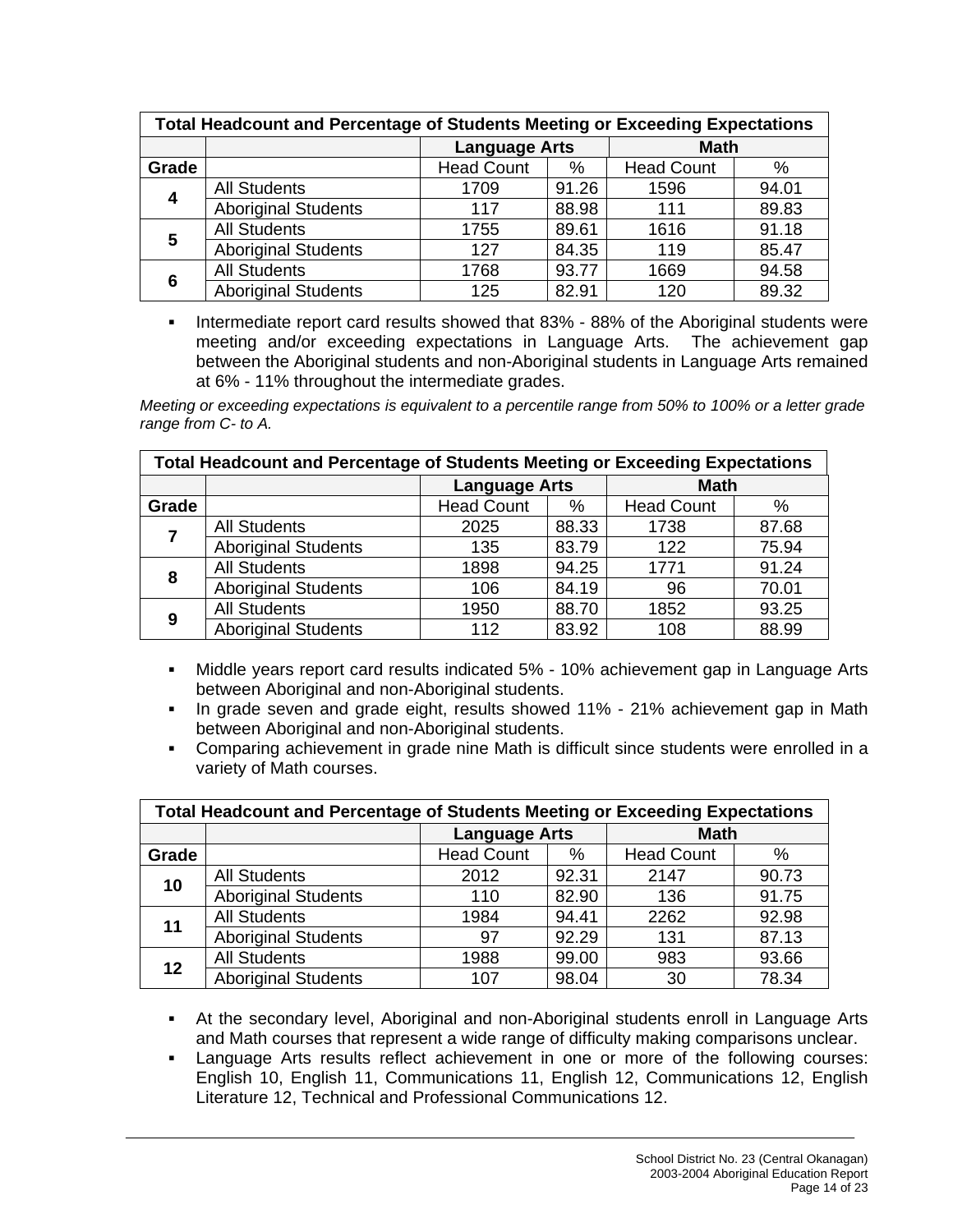| Total Headcount and Percentage of Students Meeting or Exceeding Expectations | | | | | |
|---|---|---|---|---|---|
| | | Language Arts | | Math | |
| Grade | | Head Count | % | Head Count | % |
| 4 | All Students | 1709 | 91.26 | 1596 | 94.01 |
| | Aboriginal Students | 117 | 88.98 | 111 | 89.83 |
| 5 | All Students | 1755 | 89.61 | 1616 | 91.18 |
| | Aboriginal Students | 127 | 84.35 | 119 | 85.47 |
| 6 | All Students | 1768 | 93.77 | 1669 | 94.58 |
| | Aboriginal Students | 125 | 82.91 | 120 | 89.32 |

- Intermediate report card results showed that 83% - 88% of the Aboriginal students were meeting and/or exceeding expectations in Language Arts. The achievement gap between the Aboriginal students and non-Aboriginal students in Language Arts remained at 6% - 11% throughout the intermediate grades.

*Meeting or exceeding expectations is equivalent to a percentile range from 50% to 100% or a letter grade range from C- to A.*

| Total Headcount and Percentage of Students Meeting or Exceeding Expectations | | | | | |
|---|---|---|---|---|---|
| | | Language Arts | | Math | |
| Grade | | Head Count | % | Head Count | % |
| 7 | All Students | 2025 | 88.33 | 1738 | 87.68 |
| | Aboriginal Students | 135 | 83.79 | 122 | 75.94 |
| 8 | All Students | 1898 | 94.25 | 1771 | 91.24 |
| | Aboriginal Students | 106 | 84.19 | 96 | 70.01 |
| 9 | All Students | 1950 | 88.70 | 1852 | 93.25 |
| | Aboriginal Students | 112 | 83.92 | 108 | 88.99 |

- Middle years report card results indicated 5% - 10% achievement gap in Language Arts between Aboriginal and non-Aboriginal students.
- In grade seven and grade eight, results showed 11% - 21% achievement gap in Math between Aboriginal and non-Aboriginal students.
- Comparing achievement in grade nine Math is difficult since students were enrolled in a variety of Math courses.

| Total Headcount and Percentage of Students Meeting or Exceeding Expectations | | | | | |
|---|---|---|---|---|---|
| | | Language Arts | | Math | |
| Grade | | Head Count | % | Head Count | % |
| 10 | All Students | 2012 | 92.31 | 2147 | 90.73 |
| | Aboriginal Students | 110 | 82.90 | 136 | 91.75 |
| 11 | All Students | 1984 | 94.41 | 2262 | 92.98 |
| | Aboriginal Students | 97 | 92.29 | 131 | 87.13 |
| 12 | All Students | 1988 | 99.00 | 983 | 93.66 |
| | Aboriginal Students | 107 | 98.04 | 30 | 78.34 |

- At the secondary level, Aboriginal and non-Aboriginal students enroll in Language Arts and Math courses that represent a wide range of difficulty making comparisons unclear.
- Language Arts results reflect achievement in one or more of the following courses: English 10, English 11, Communications 11, English 12, Communications 12, English Literature 12, Technical and Professional Communications 12.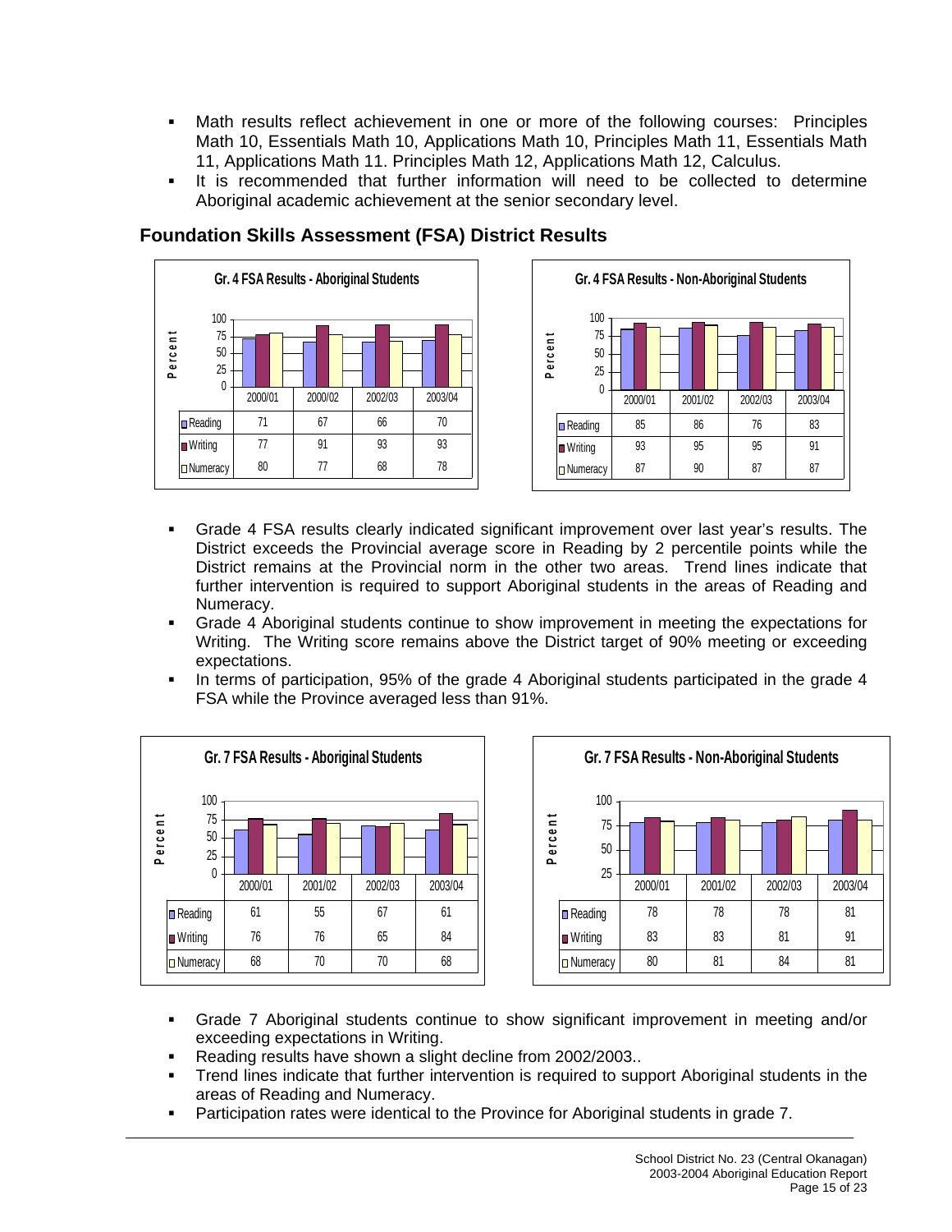- Math results reflect achievement in one or more of the following courses: Principles Math 10, Essentials Math 10, Applications Math 10, Principles Math 11, Essentials Math 11, Applications Math 11. Principles Math 12, Applications Math 12, Calculus.
- It is recommended that further information will need to be collected to determine Aboriginal academic achievement at the senior secondary level.

### Foundation Skills Assessment (FSA) District Results

**Gr. 4 FSA Results - Aboriginal Students**

| | 2000/01 | 2000/02 | 2002/03 | 2003/04 |
|---|---|---|---|---|
| Reading | 71 | 67 | 66 | 70 |
| Writing | 77 | 91 | 93 | 93 |
| Numeracy | 80 | 77 | 68 | 78 |

**Gr. 4 FSA Results - Non-Aboriginal Students**

| | 2000/01 | 2001/02 | 2002/03 | 2003/04 |
|---|---|---|---|---|
| Reading | 85 | 86 | 76 | 83 |
| Writing | 93 | 95 | 95 | 91 |
| Numeracy | 87 | 90 | 87 | 87 |

- Grade 4 FSA results clearly indicated significant improvement over last year's results. The District exceeds the Provincial average score in Reading by 2 percentile points while the District remains at the Provincial norm in the other two areas. Trend lines indicate that further intervention is required to support Aboriginal students in the areas of Reading and Numeracy.
- Grade 4 Aboriginal students continue to show improvement in meeting the expectations for Writing. The Writing score remains above the District target of 90% meeting or exceeding expectations.
- In terms of participation, 95% of the grade 4 Aboriginal students participated in the grade 4 FSA while the Province averaged less than 91%.

**Gr. 7 FSA Results - Aboriginal Students**

| | 2000/01 | 2001/02 | 2002/03 | 2003/04 |
|---|---|---|---|---|
| Reading | 61 | 55 | 67 | 61 |
| Writing | 76 | 76 | 65 | 84 |
| Numeracy | 68 | 70 | 70 | 68 |

**Gr. 7 FSA Results - Non-Aboriginal Students**

| | 2000/01 | 2001/02 | 2002/03 | 2003/04 |
|---|---|---|---|---|
| Reading | 78 | 78 | 78 | 81 |
| Writing | 83 | 83 | 81 | 91 |
| Numeracy | 80 | 81 | 84 | 81 |

- Grade 7 Aboriginal students continue to show significant improvement in meeting and/or exceeding expectations in Writing.
- Reading results have shown a slight decline from 2002/2003..
- Trend lines indicate that further intervention is required to support Aboriginal students in the areas of Reading and Numeracy.
- Participation rates were identical to the Province for Aboriginal students in grade 7.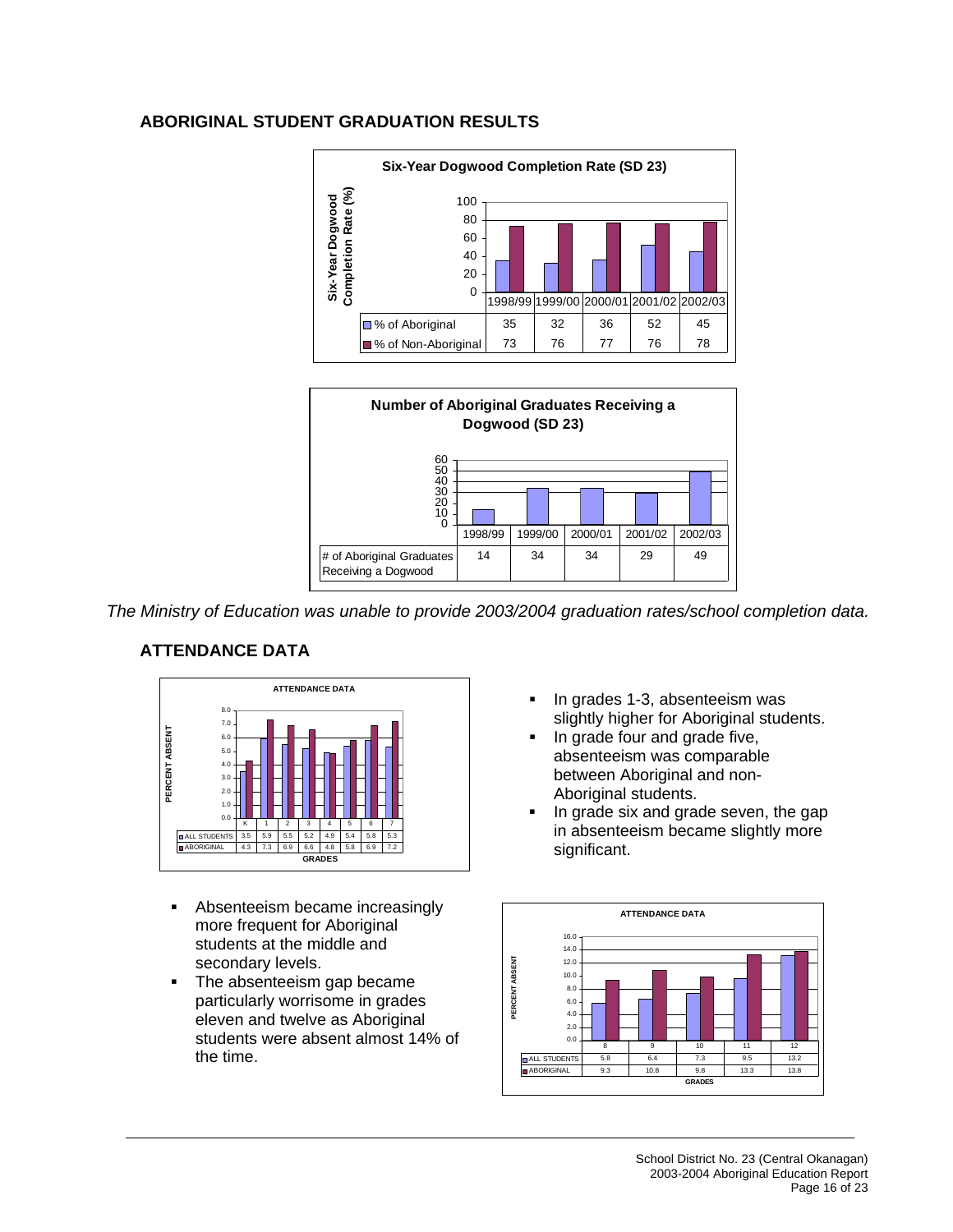## ABORIGINAL STUDENT GRADUATION RESULTS

**Six-Year Dogwood Completion Rate (SD 23)**

| | 1998/99 | 1999/00 | 2000/01 | 2001/02 | 2002/03 |
|---|---|---|---|---|---|
| % of Aboriginal | 35 | 32 | 36 | 52 | 45 |
| % of Non-Aboriginal | 73 | 76 | 77 | 76 | 78 |

**Number of Aboriginal Graduates Receiving a Dogwood (SD 23)**

| | 1998/99 | 1999/00 | 2000/01 | 2001/02 | 2002/03 |
|---|---|---|---|---|---|
| # of Aboriginal Graduates Receiving a Dogwood | 14 | 34 | 34 | 29 | 49 |

*The Ministry of Education was unable to provide 2003/2004 graduation rates/school completion data.*

## ATTENDANCE DATA

**ATTENDANCE DATA** (PERCENT ABSENT by GRADES)

| | K | 1 | 2 | 3 | 4 | 5 | 6 | 7 |
|---|---|---|---|---|---|---|---|---|
| ALL STUDENTS | 3.5 | 5.9 | 5.5 | 5.2 | 4.9 | 5.4 | 5.8 | 5.3 |
| ABORIGINAL | 4.3 | 7.3 | 6.9 | 6.6 | 4.8 | 5.8 | 6.9 | 7.2 |

- In grades 1-3, absenteeism was slightly higher for Aboriginal students.
- In grade four and grade five, absenteeism was comparable between Aboriginal and non-Aboriginal students.
- In grade six and grade seven, the gap in absenteeism became slightly more significant.

**ATTENDANCE DATA** (PERCENT ABSENT by GRADES)

| | 8 | 9 | 10 | 11 | 12 |
|---|---|---|---|---|---|
| ALL STUDENTS | 5.8 | 6.4 | 7.3 | 9.5 | 13.2 |
| ABORIGINAL | 9.3 | 10.8 | 9.8 | 13.3 | 13.8 |

- Absenteeism became increasingly more frequent for Aboriginal students at the middle and secondary levels.
- The absenteeism gap became particularly worrisome in grades eleven and twelve as Aboriginal students were absent almost 14% of the time.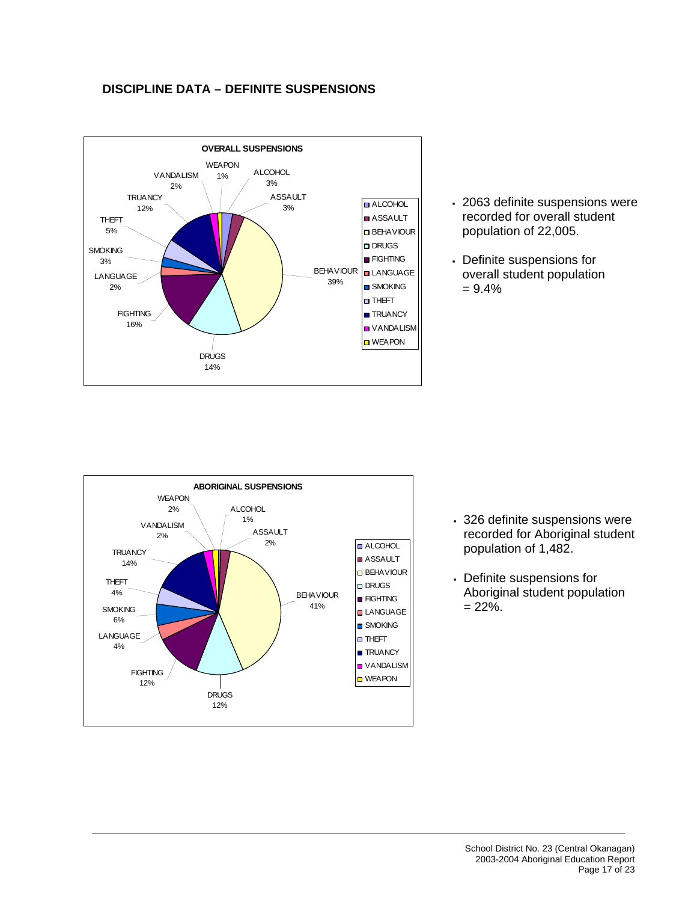## DISCIPLINE DATA – DEFINITE SUSPENSIONS

**OVERALL SUSPENSIONS**

| Category | Percentage |
|---|---|
| ALCOHOL | 3% |
| ASSAULT | 3% |
| BEHAVIOUR | 39% |
| DRUGS | 14% |
| FIGHTING | 16% |
| LANGUAGE | 2% |
| SMOKING | 3% |
| THEFT | 5% |
| TRUANCY | 12% |
| VANDALISM | 2% |
| WEAPON | 1% |

- 2063 definite suspensions were recorded for overall student population of 22,005.
- Definite suspensions for overall student population = 9.4%

**ABORIGINAL SUSPENSIONS**

| Category | Percentage |
|---|---|
| ALCOHOL | 1% |
| ASSAULT | 2% |
| BEHAVIOUR | 41% |
| DRUGS | 12% |
| FIGHTING | 12% |
| LANGUAGE | 4% |
| SMOKING | 6% |
| THEFT | 4% |
| TRUANCY | 14% |
| VANDALISM | 2% |
| WEAPON | 2% |

- 326 definite suspensions were recorded for Aboriginal student population of 1,482.
- Definite suspensions for Aboriginal student population = 22%.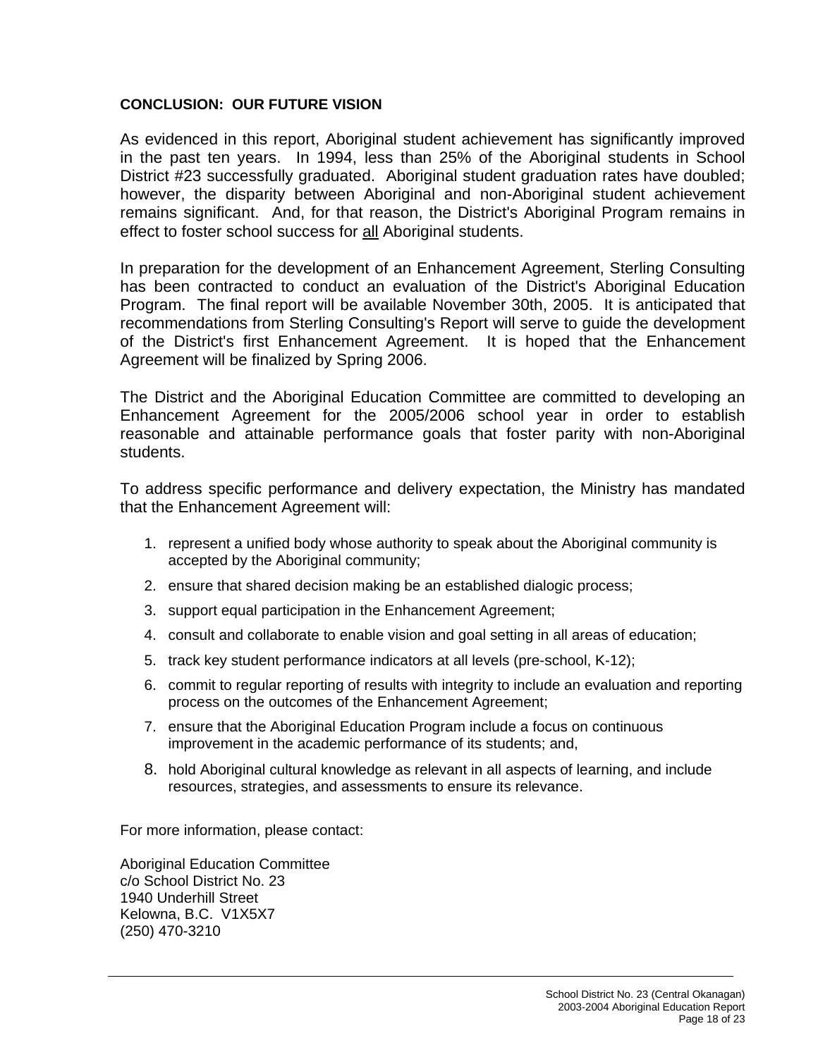## CONCLUSION: OUR FUTURE VISION

As evidenced in this report, Aboriginal student achievement has significantly improved in the past ten years. In 1994, less than 25% of the Aboriginal students in School District #23 successfully graduated. Aboriginal student graduation rates have doubled; however, the disparity between Aboriginal and non-Aboriginal student achievement remains significant. And, for that reason, the District's Aboriginal Program remains in effect to foster school success for all Aboriginal students.

In preparation for the development of an Enhancement Agreement, Sterling Consulting has been contracted to conduct an evaluation of the District's Aboriginal Education Program. The final report will be available November 30th, 2005. It is anticipated that recommendations from Sterling Consulting's Report will serve to guide the development of the District's first Enhancement Agreement. It is hoped that the Enhancement Agreement will be finalized by Spring 2006.

The District and the Aboriginal Education Committee are committed to developing an Enhancement Agreement for the 2005/2006 school year in order to establish reasonable and attainable performance goals that foster parity with non-Aboriginal students.

To address specific performance and delivery expectation, the Ministry has mandated that the Enhancement Agreement will:

1. represent a unified body whose authority to speak about the Aboriginal community is accepted by the Aboriginal community;
2. ensure that shared decision making be an established dialogic process;
3. support equal participation in the Enhancement Agreement;
4. consult and collaborate to enable vision and goal setting in all areas of education;
5. track key student performance indicators at all levels (pre-school, K-12);
6. commit to regular reporting of results with integrity to include an evaluation and reporting process on the outcomes of the Enhancement Agreement;
7. ensure that the Aboriginal Education Program include a focus on continuous improvement in the academic performance of its students; and,
8. hold Aboriginal cultural knowledge as relevant in all aspects of learning, and include resources, strategies, and assessments to ensure its relevance.

For more information, please contact:

Aboriginal Education Committee
c/o School District No. 23
1940 Underhill Street
Kelowna, B.C. V1X5X7
(250) 470-3210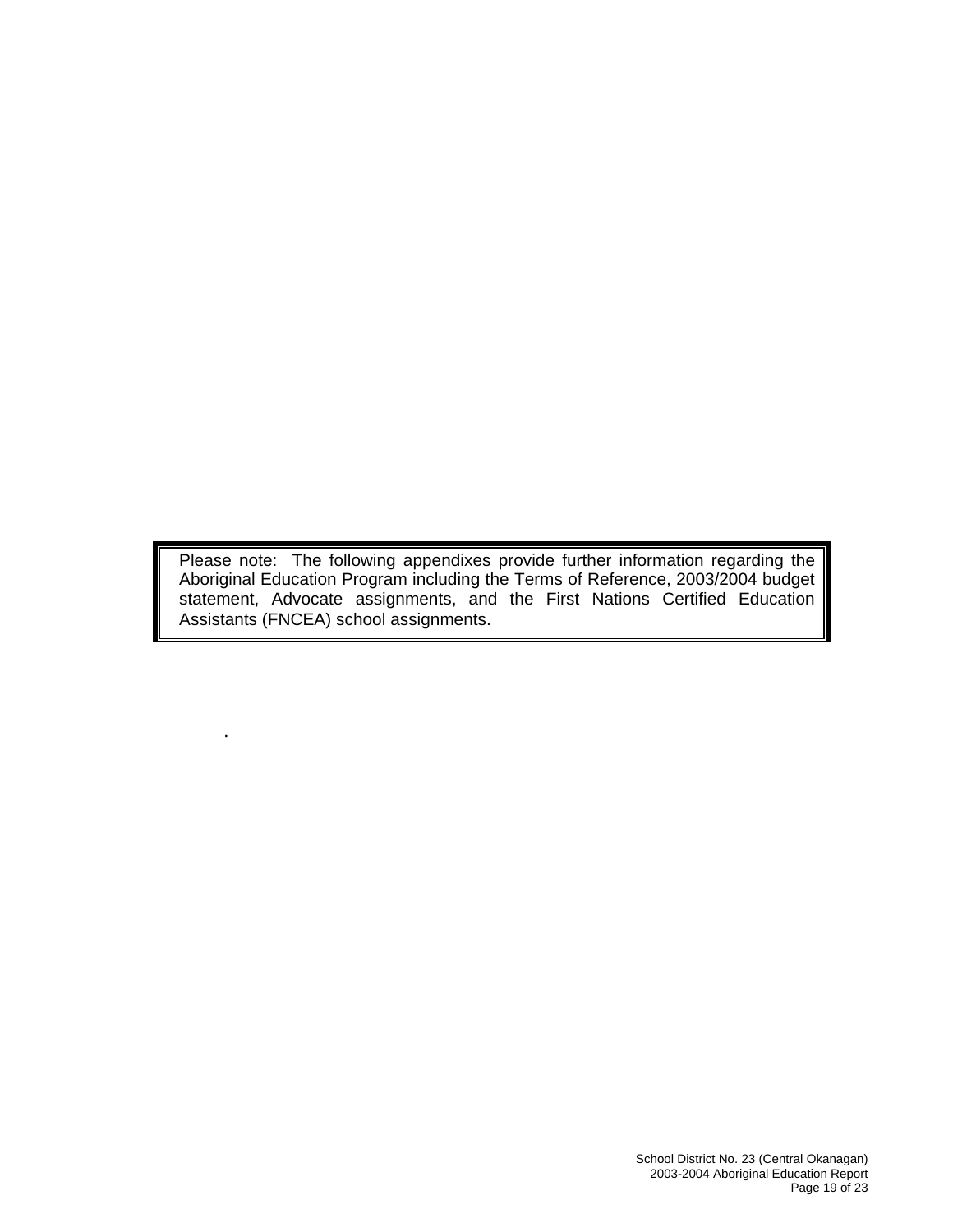Please note: The following appendixes provide further information regarding the Aboriginal Education Program including the Terms of Reference, 2003/2004 budget statement, Advocate assignments, and the First Nations Certified Education Assistants (FNCEA) school assignments.

.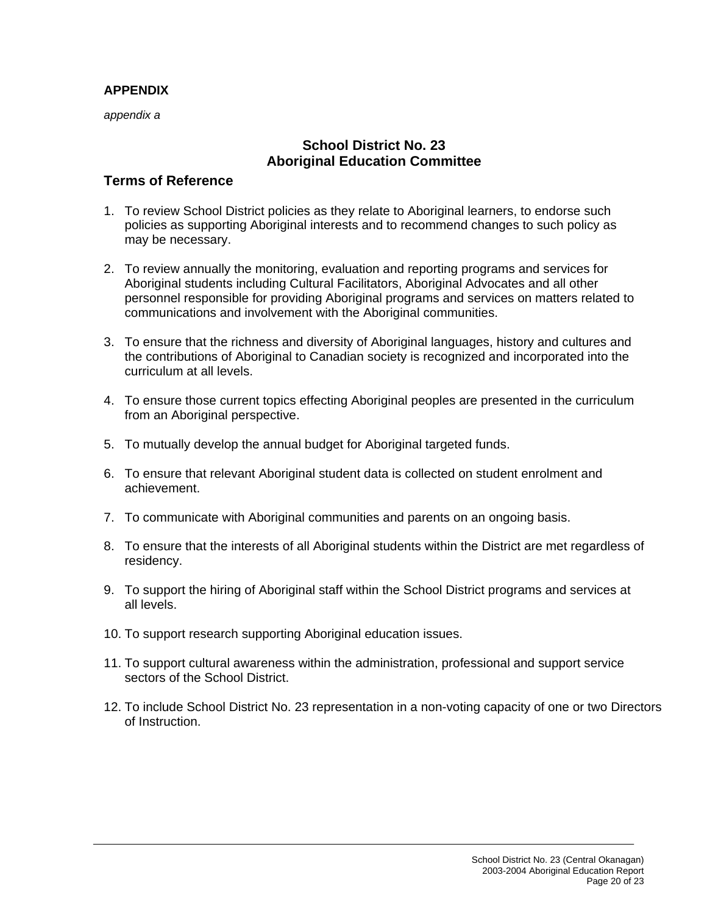**APPENDIX**

*appendix a*

## School District No. 23
## Aboriginal Education Committee

### Terms of Reference

1. To review School District policies as they relate to Aboriginal learners, to endorse such policies as supporting Aboriginal interests and to recommend changes to such policy as may be necessary.

2. To review annually the monitoring, evaluation and reporting programs and services for Aboriginal students including Cultural Facilitators, Aboriginal Advocates and all other personnel responsible for providing Aboriginal programs and services on matters related to communications and involvement with the Aboriginal communities.

3. To ensure that the richness and diversity of Aboriginal languages, history and cultures and the contributions of Aboriginal to Canadian society is recognized and incorporated into the curriculum at all levels.

4. To ensure those current topics effecting Aboriginal peoples are presented in the curriculum from an Aboriginal perspective.

5. To mutually develop the annual budget for Aboriginal targeted funds.

6. To ensure that relevant Aboriginal student data is collected on student enrolment and achievement.

7. To communicate with Aboriginal communities and parents on an ongoing basis.

8. To ensure that the interests of all Aboriginal students within the District are met regardless of residency.

9. To support the hiring of Aboriginal staff within the School District programs and services at all levels.

10. To support research supporting Aboriginal education issues.

11. To support cultural awareness within the administration, professional and support service sectors of the School District.

12. To include School District No. 23 representation in a non-voting capacity of one or two Directors of Instruction.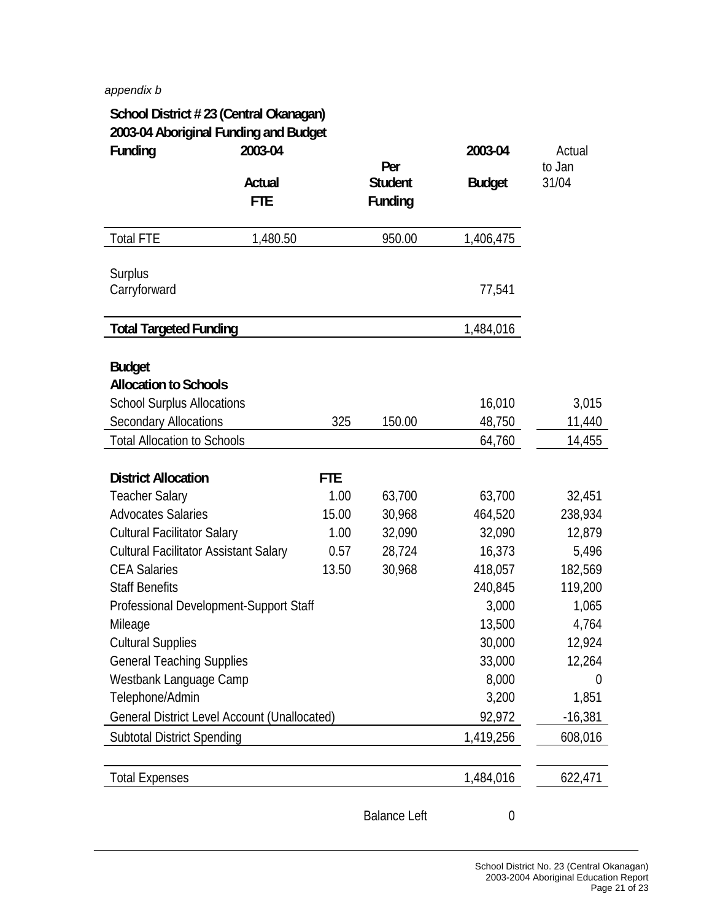*appendix b*

**School District # 23 (Central Okanagan)**
**2003-04 Aboriginal Funding and Budget**

| **Funding** | **2003-04 Actual FTE** | | **Per Student Funding** | **2003-04 Budget** | Actual to Jan 31/04 |
|---|---|---|---|---|---|
| Total FTE | 1,480.50 | | 950.00 | 1,406,475 | |
| Surplus Carryforward | | | | 77,541 | |
| **Total Targeted Funding** | | | | 1,484,016 | |
| **Budget** | | | | | |
| **Allocation to Schools** | | | | | |
| School Surplus Allocations | | | | 16,010 | 3,015 |
| Secondary Allocations | | 325 | 150.00 | 48,750 | 11,440 |
| Total Allocation to Schools | | | | 64,760 | 14,455 |
| **District Allocation** | | **FTE** | | | |
| Teacher Salary | | 1.00 | 63,700 | 63,700 | 32,451 |
| Advocates Salaries | | 15.00 | 30,968 | 464,520 | 238,934 |
| Cultural Facilitator Salary | | 1.00 | 32,090 | 32,090 | 12,879 |
| Cultural Facilitator Assistant Salary | | 0.57 | 28,724 | 16,373 | 5,496 |
| CEA Salaries | | 13.50 | 30,968 | 418,057 | 182,569 |
| Staff Benefits | | | | 240,845 | 119,200 |
| Professional Development-Support Staff | | | | 3,000 | 1,065 |
| Mileage | | | | 13,500 | 4,764 |
| Cultural Supplies | | | | 30,000 | 12,924 |
| General Teaching Supplies | | | | 33,000 | 12,264 |
| Westbank Language Camp | | | | 8,000 | 0 |
| Telephone/Admin | | | | 3,200 | 1,851 |
| General District Level Account (Unallocated) | | | | 92,972 | -16,381 |
| Subtotal District Spending | | | | 1,419,256 | 608,016 |
| Total Expenses | | | | 1,484,016 | 622,471 |
| | | | Balance Left | 0 | |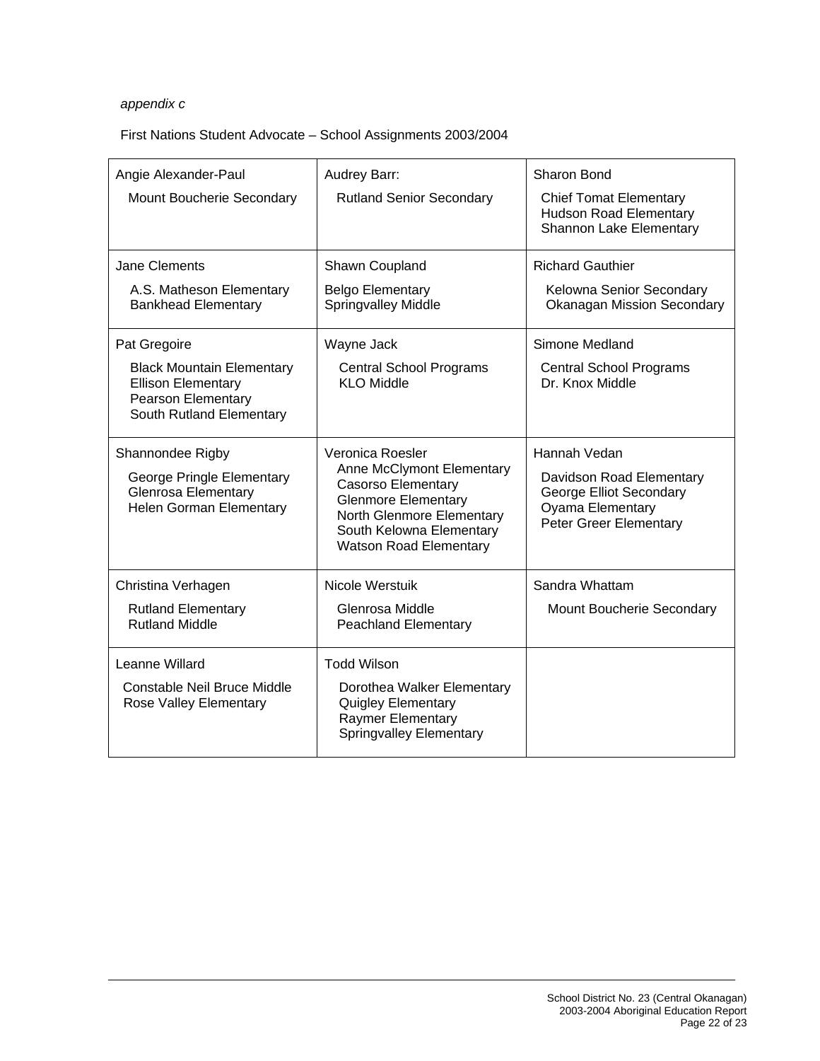*appendix c*

First Nations Student Advocate – School Assignments 2003/2004

| | | |
|---|---|---|
| Angie Alexander-Paul<br><br>Mount Boucherie Secondary | Audrey Barr:<br><br>Rutland Senior Secondary | Sharon Bond<br><br>Chief Tomat Elementary<br>Hudson Road Elementary<br>Shannon Lake Elementary |
| Jane Clements<br><br>A.S. Matheson Elementary<br>Bankhead Elementary | Shawn Coupland<br><br>Belgo Elementary<br>Springvalley Middle | Richard Gauthier<br><br>Kelowna Senior Secondary<br>Okanagan Mission Secondary |
| Pat Gregoire<br><br>Black Mountain Elementary<br>Ellison Elementary<br>Pearson Elementary<br>South Rutland Elementary | Wayne Jack<br><br>Central School Programs<br>KLO Middle | Simone Medland<br><br>Central School Programs<br>Dr. Knox Middle |
| Shannondee Rigby<br><br>George Pringle Elementary<br>Glenrosa Elementary<br>Helen Gorman Elementary | Veronica Roesler<br>Anne McClymont Elementary<br>Casorso Elementary<br>Glenmore Elementary<br>North Glenmore Elementary<br>South Kelowna Elementary<br>Watson Road Elementary | Hannah Vedan<br><br>Davidson Road Elementary<br>George Elliot Secondary<br>Oyama Elementary<br>Peter Greer Elementary |
| Christina Verhagen<br><br>Rutland Elementary<br>Rutland Middle | Nicole Werstuik<br><br>Glenrosa Middle<br>Peachland Elementary | Sandra Whattam<br><br>Mount Boucherie Secondary |
| Leanne Willard<br><br>Constable Neil Bruce Middle<br>Rose Valley Elementary | Todd Wilson<br><br>Dorothea Walker Elementary<br>Quigley Elementary<br>Raymer Elementary<br>Springvalley Elementary | |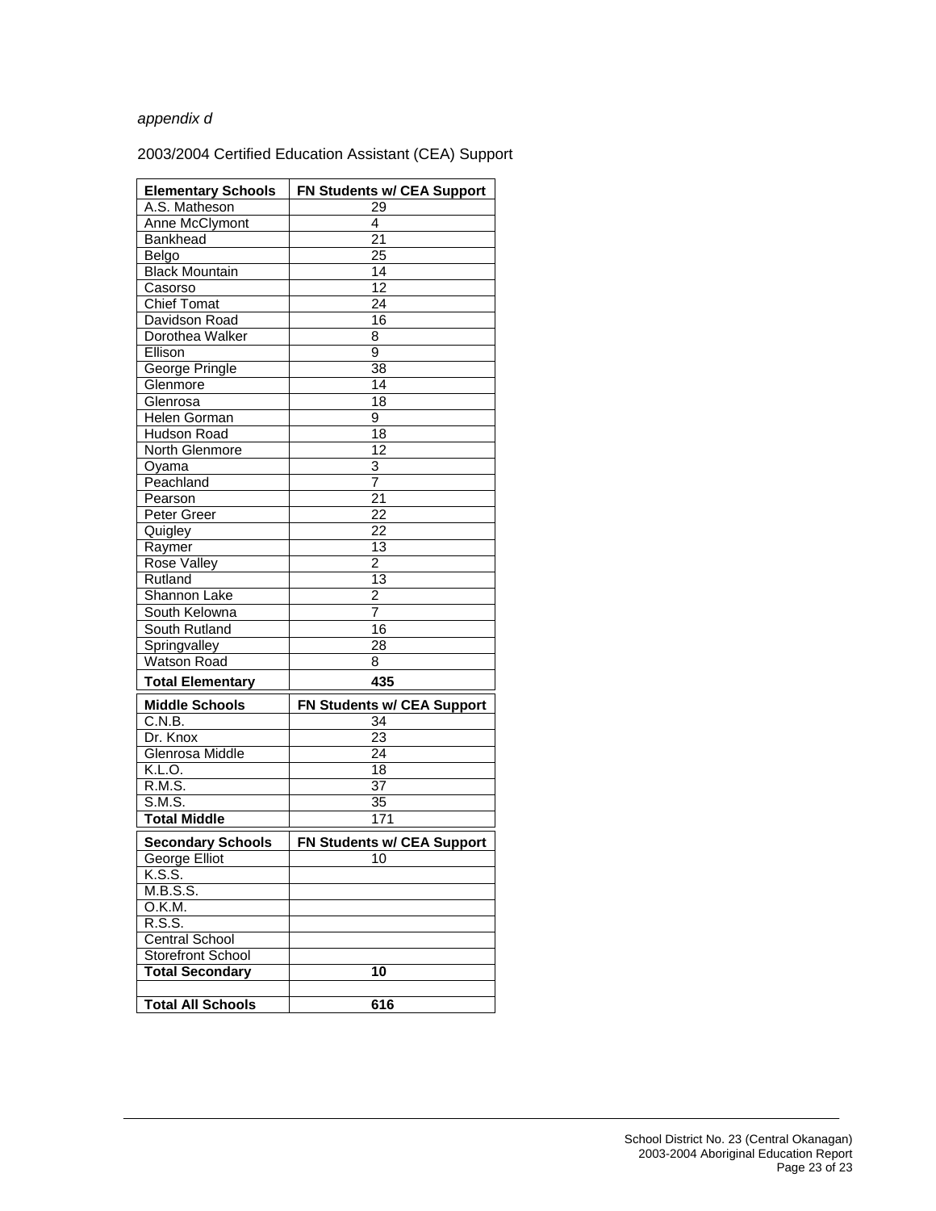*appendix d*

2003/2004 Certified Education Assistant (CEA) Support

| Elementary Schools | FN Students w/ CEA Support |
|---|---|
| A.S. Matheson | 29 |
| Anne McClymont | 4 |
| Bankhead | 21 |
| Belgo | 25 |
| Black Mountain | 14 |
| Casorso | 12 |
| Chief Tomat | 24 |
| Davidson Road | 16 |
| Dorothea Walker | 8 |
| Ellison | 9 |
| George Pringle | 38 |
| Glenmore | 14 |
| Glenrosa | 18 |
| Helen Gorman | 9 |
| Hudson Road | 18 |
| North Glenmore | 12 |
| Oyama | 3 |
| Peachland | 7 |
| Pearson | 21 |
| Peter Greer | 22 |
| Quigley | 22 |
| Raymer | 13 |
| Rose Valley | 2 |
| Rutland | 13 |
| Shannon Lake | 2 |
| South Kelowna | 7 |
| South Rutland | 16 |
| Springvalley | 28 |
| Watson Road | 8 |
| **Total Elementary** | **435** |
| **Middle Schools** | **FN Students w/ CEA Support** |
| C.N.B. | 34 |
| Dr. Knox | 23 |
| Glenrosa Middle | 24 |
| K.L.O. | 18 |
| R.M.S. | 37 |
| S.M.S. | 35 |
| **Total Middle** | 171 |
| **Secondary Schools** | **FN Students w/ CEA Support** |
| George Elliot | 10 |
| K.S.S. | |
| M.B.S.S. | |
| O.K.M. | |
| R.S.S. | |
| Central School | |
| Storefront School | |
| **Total Secondary** | **10** |
| | |
| **Total All Schools** | **616** |